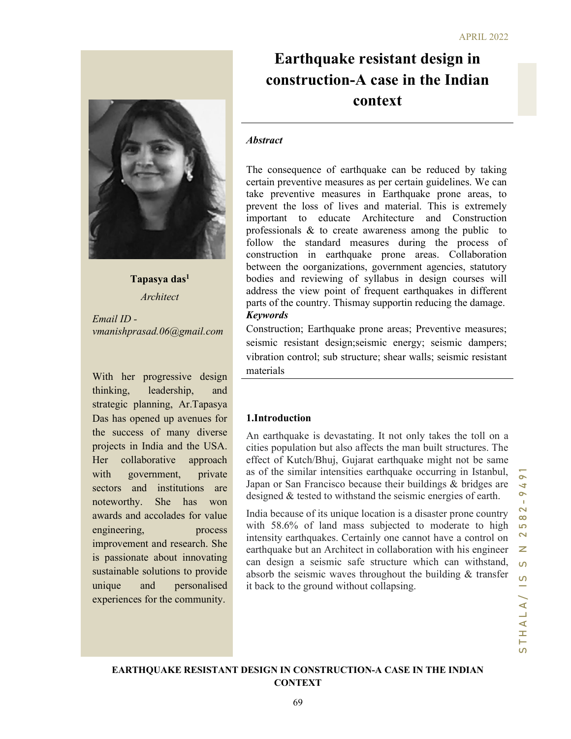# Earthquake resistant design in construction-A case in the Indian context

**Tapasya das[1]**

*Architect*

*Email ID - vmanishprasad.06@gmail.com*

With her progressive design thinking, leadership, and strategic planning, Ar.Tapasya Das has opened up avenues for the success of many diverse projects in India and the USA. Her collaborative approach with government, private sectors and institutions are noteworthy. She has won awards and accolades for value engineering, process improvement and research. She is passionate about innovating sustainable solutions to provide unique and personalised experiences for the community.

***Abstract***

The consequence of earthquake can be reduced by taking certain preventive measures as per certain guidelines. We can take preventive measures in Earthquake prone areas, to prevent the loss of lives and material. This is extremely important to educate Architecture and Construction professionals & to create awareness among the public to follow the standard measures during the process of construction in earthquake prone areas. Collaboration between the oorganizations, government agencies, statutory bodies and reviewing of syllabus in design courses will address the view point of frequent earthquakes in different parts of the country. Thismay supportin reducing the damage.

***Keywords***

Construction; Earthquake prone areas; Preventive measures; seismic resistant design;seismic energy; seismic dampers; vibration control; sub structure; shear walls; seismic resistant materials

## 1.Introduction

An earthquake is devastating. It not only takes the toll on a cities population but also affects the man built structures. The effect of Kutch/Bhuj, Gujarat earthquake might not be same as of the similar intensities earthquake occurring in Istanbul, Japan or San Francisco because their buildings & bridges are designed & tested to withstand the seismic energies of earth.

India because of its unique location is a disaster prone country with 58.6% of land mass subjected to moderate to high intensity earthquakes. Certainly one cannot have a control on earthquake but an Architect in collaboration with his engineer can design a seismic safe structure which can withstand, absorb the seismic waves throughout the building & transfer it back to the ground without collapsing.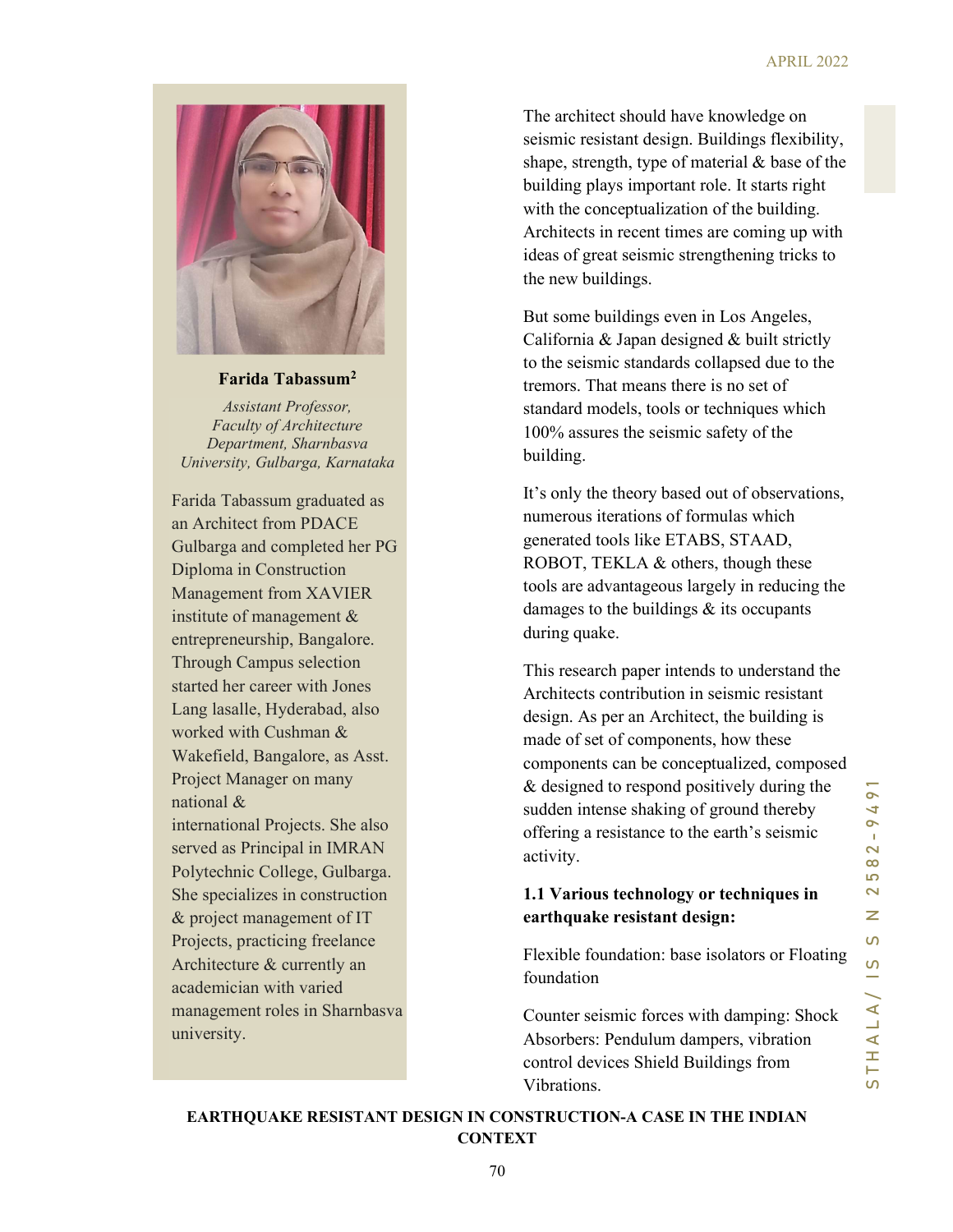**Farida Tabassum[2]**

*Assistant Professor, Faculty of Architecture Department, Sharnbasva University, Gulbarga, Karnataka*

Farida Tabassum graduated as an Architect from PDACE Gulbarga and completed her PG Diploma in Construction Management from XAVIER institute of management & entrepreneurship, Bangalore. Through Campus selection started her career with Jones Lang lasalle, Hyderabad, also worked with Cushman & Wakefield, Bangalore, as Asst. Project Manager on many national & international Projects. She also served as Principal in IMRAN Polytechnic College, Gulbarga. She specializes in construction & project management of IT Projects, practicing freelance Architecture & currently an academician with varied management roles in Sharnbasva university.

The architect should have knowledge on seismic resistant design. Buildings flexibility, shape, strength, type of material & base of the building plays important role. It starts right with the conceptualization of the building. Architects in recent times are coming up with ideas of great seismic strengthening tricks to the new buildings.

But some buildings even in Los Angeles, California & Japan designed & built strictly to the seismic standards collapsed due to the tremors. That means there is no set of standard models, tools or techniques which 100% assures the seismic safety of the building.

It's only the theory based out of observations, numerous iterations of formulas which generated tools like ETABS, STAAD, ROBOT, TEKLA & others, though these tools are advantageous largely in reducing the damages to the buildings & its occupants during quake.

This research paper intends to understand the Architects contribution in seismic resistant design. As per an Architect, the building is made of set of components, how these components can be conceptualized, composed & designed to respond positively during the sudden intense shaking of ground thereby offering a resistance to the earth's seismic activity.

**1.1 Various technology or techniques in earthquake resistant design:**

Flexible foundation: base isolators or Floating foundation

Counter seismic forces with damping: Shock Absorbers: Pendulum dampers, vibration control devices Shield Buildings from Vibrations.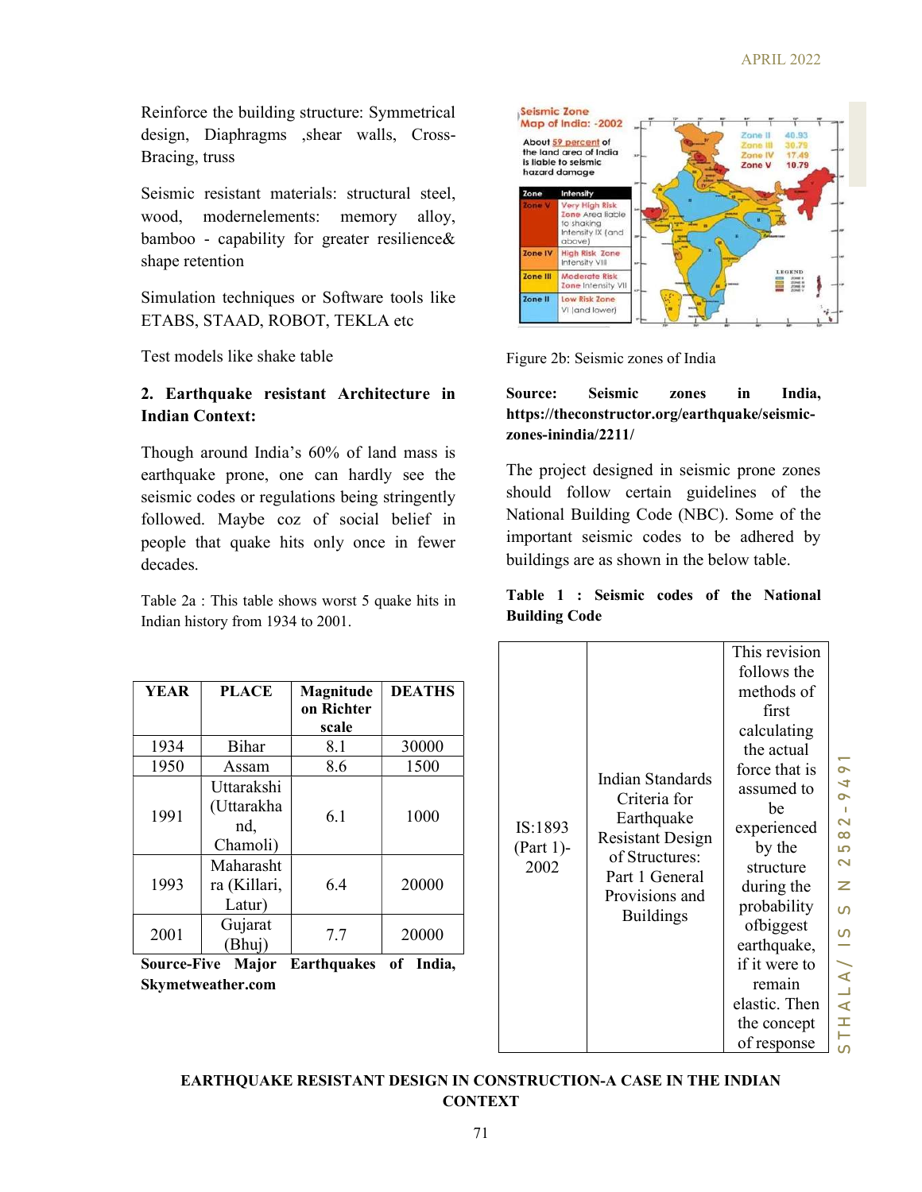Reinforce the building structure: Symmetrical design, Diaphragms ,shear walls, Cross-Bracing, truss

Seismic resistant materials: structural steel, wood, modernelements: memory alloy, bamboo - capability for greater resilience& shape retention

Simulation techniques or Software tools like ETABS, STAAD, ROBOT, TEKLA etc

Test models like shake table

**2. Earthquake resistant Architecture in Indian Context:**

Though around India's 60% of land mass is earthquake prone, one can hardly see the seismic codes or regulations being stringently followed. Maybe coz of social belief in people that quake hits only once in fewer decades.

Table 2a : This table shows worst 5 quake hits in Indian history from 1934 to 2001.

| YEAR | PLACE | Magnitude on Richter scale | DEATHS |
|---|---|---|---|
| 1934 | Bihar | 8.1 | 30000 |
| 1950 | Assam | 8.6 | 1500 |
| 1991 | Uttarakshi (Uttarakhand, Chamoli) | 6.1 | 1000 |
| 1993 | Maharashtra (Killari, Latur) | 6.4 | 20000 |
| 2001 | Gujarat (Bhuj) | 7.7 | 20000 |

**Source-Five Major Earthquakes of India, Skymetweather.com**

Figure 2b: Seismic zones of India

**Source: Seismic zones in India, https://theconstructor.org/earthquake/seismic-zones-inindia/2211/**

The project designed in seismic prone zones should follow certain guidelines of the National Building Code (NBC). Some of the important seismic codes to be adhered by buildings are as shown in the below table.

**Table 1 : Seismic codes of the National Building Code**

| | | |
|---|---|---|
| IS:1893 (Part 1)-2002 | Indian Standards Criteria for Earthquake Resistant Design of Structures: Part 1 General Provisions and Buildings | This revision follows the methods of first calculating the actual force that is assumed to be experienced by the structure during the probability ofbiggest earthquake, if it were to remain elastic. Then the concept of response |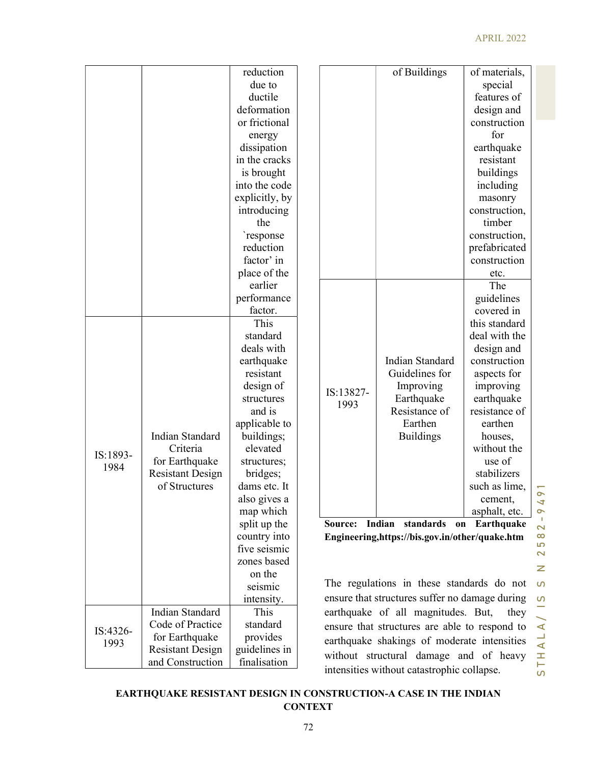| | | reduction due to ductile deformation or frictional energy dissipation in the cracks is brought into the code explicitly, by introducing the `response reduction factor' in place of the earlier performance factor. |
|---|---|---|
| IS:1893-1984 | Indian Standard Criteria for Earthquake Resistant Design of Structures | This standard deals with earthquake resistant design of structures and is applicable to buildings; elevated structures; bridges; dams etc. It also gives a map which split up the country into five seismic zones based on the seismic intensity. |
| IS:4326-1993 | Indian Standard Code of Practice for Earthquake Resistant Design and Construction of Buildings | This standard provides guidelines in finalisation of materials, special features of design and construction for earthquake resistant buildings including masonry construction, timber construction, prefabricated construction etc. |
| IS:13827-1993 | Indian Standard Guidelines for Improving Earthquake Resistance of Earthen Buildings | The guidelines covered in this standard deal with the design and construction aspects for improving earthquake resistance of earthen houses, without the use of stabilizers such as lime, cement, asphalt, etc. |

**Source: Indian standards on Earthquake Engineering,https://bis.gov.in/other/quake.htm**

The regulations in these standards do not ensure that structures suffer no damage during earthquake of all magnitudes. But, they ensure that structures are able to respond to earthquake shakings of moderate intensities without structural damage and of heavy intensities without catastrophic collapse.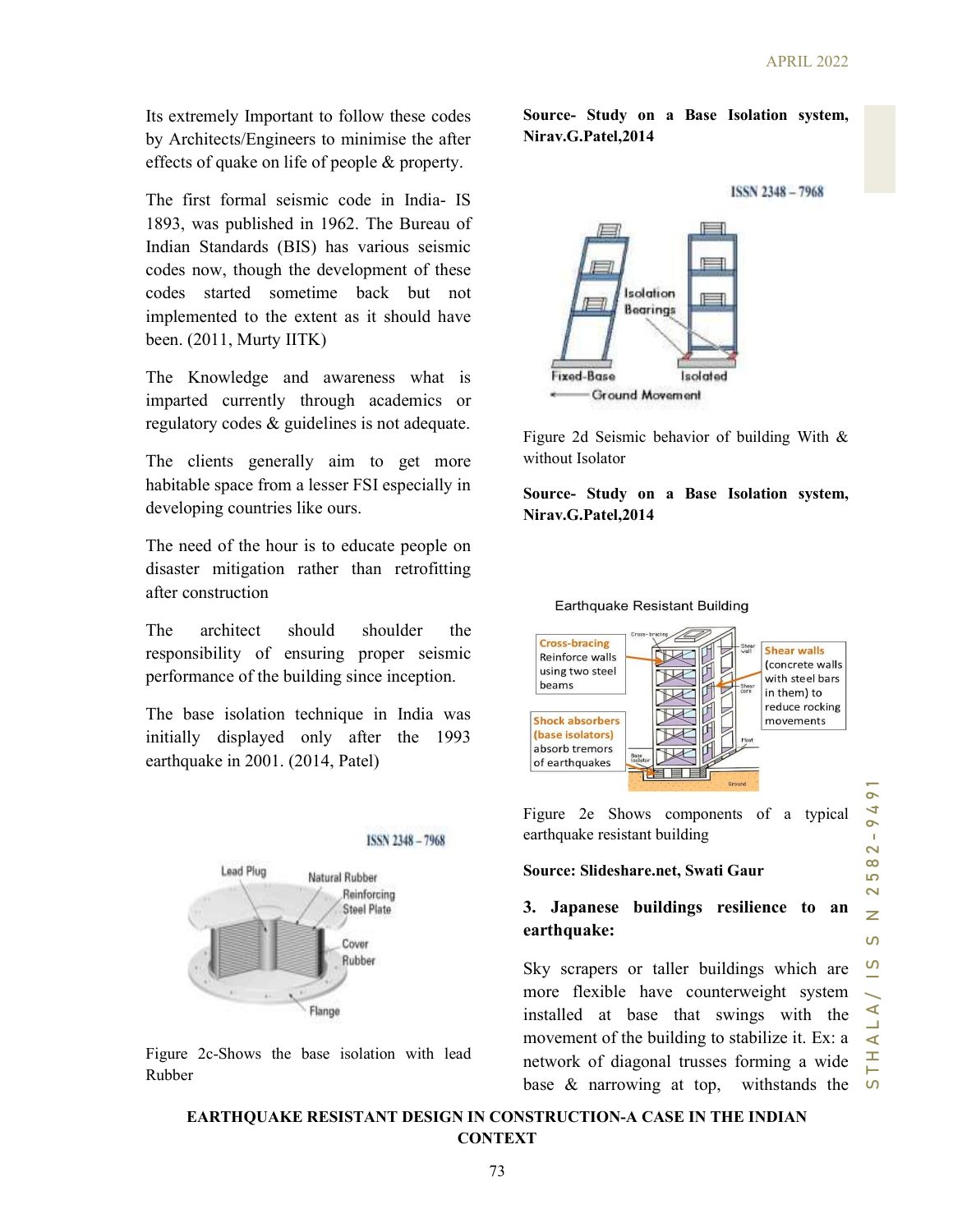Its extremely Important to follow these codes by Architects/Engineers to minimise the after effects of quake on life of people & property.

The first formal seismic code in India- IS 1893, was published in 1962. The Bureau of Indian Standards (BIS) has various seismic codes now, though the development of these codes started sometime back but not implemented to the extent as it should have been. (2011, Murty IITK)

The Knowledge and awareness what is imparted currently through academics or regulatory codes & guidelines is not adequate.

The clients generally aim to get more habitable space from a lesser FSI especially in developing countries like ours.

The need of the hour is to educate people on disaster mitigation rather than retrofitting after construction

The architect should shoulder the responsibility of ensuring proper seismic performance of the building since inception.

The base isolation technique in India was initially displayed only after the 1993 earthquake in 2001. (2014, Patel)

Figure 2c-Shows the base isolation with lead Rubber

**Source- Study on a Base Isolation system, Nirav.G.Patel,2014**

Figure 2d Seismic behavior of building With & without Isolator

**Source- Study on a Base Isolation system, Nirav.G.Patel,2014**

Figure 2e Shows components of a typical earthquake resistant building

**Source: Slideshare.net, Swati Gaur**

### 3. Japanese buildings resilience to an earthquake:

Sky scrapers or taller buildings which are more flexible have counterweight system installed at base that swings with the movement of the building to stabilize it. Ex: a network of diagonal trusses forming a wide base & narrowing at top, withstands the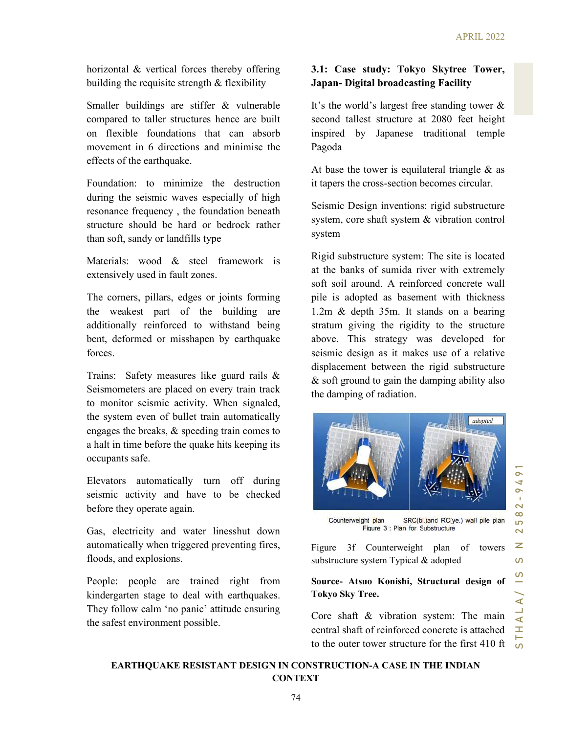horizontal & vertical forces thereby offering building the requisite strength & flexibility

Smaller buildings are stiffer & vulnerable compared to taller structures hence are built on flexible foundations that can absorb movement in 6 directions and minimise the effects of the earthquake.

Foundation: to minimize the destruction during the seismic waves especially of high resonance frequency , the foundation beneath structure should be hard or bedrock rather than soft, sandy or landfills type

Materials: wood & steel framework is extensively used in fault zones.

The corners, pillars, edges or joints forming the weakest part of the building are additionally reinforced to withstand being bent, deformed or misshapen by earthquake forces.

Trains: Safety measures like guard rails & Seismometers are placed on every train track to monitor seismic activity. When signaled, the system even of bullet train automatically engages the breaks, & speeding train comes to a halt in time before the quake hits keeping its occupants safe.

Elevators automatically turn off during seismic activity and have to be checked before they operate again.

Gas, electricity and water linesshut down automatically when triggered preventing fires, floods, and explosions.

People: people are trained right from kindergarten stage to deal with earthquakes. They follow calm 'no panic' attitude ensuring the safest environment possible.

### 3.1: Case study: Tokyo Skytree Tower, Japan- Digital broadcasting Facility

It's the world's largest free standing tower & second tallest structure at 2080 feet height inspired by Japanese traditional temple Pagoda

At base the tower is equilateral triangle & as it tapers the cross-section becomes circular.

Seismic Design inventions: rigid substructure system, core shaft system & vibration control system

Rigid substructure system: The site is located at the banks of sumida river with extremely soft soil around. A reinforced concrete wall pile is adopted as basement with thickness 1.2m & depth 35m. It stands on a bearing stratum giving the rigidity to the structure above. This strategy was developed for seismic design as it makes use of a relative displacement between the rigid substructure & soft ground to gain the damping ability also the damping of radiation.

adopted

Counterweight plan SRC(bl.)and RC(ye.) wall pile plan

Figure 3 : Plan for Substructure

Figure 3f Counterweight plan of towers substructure system Typical & adopted

**Source- Atsuo Konishi, Structural design of Tokyo Sky Tree.**

Core shaft & vibration system: The main central shaft of reinforced concrete is attached to the outer tower structure for the first 410 ft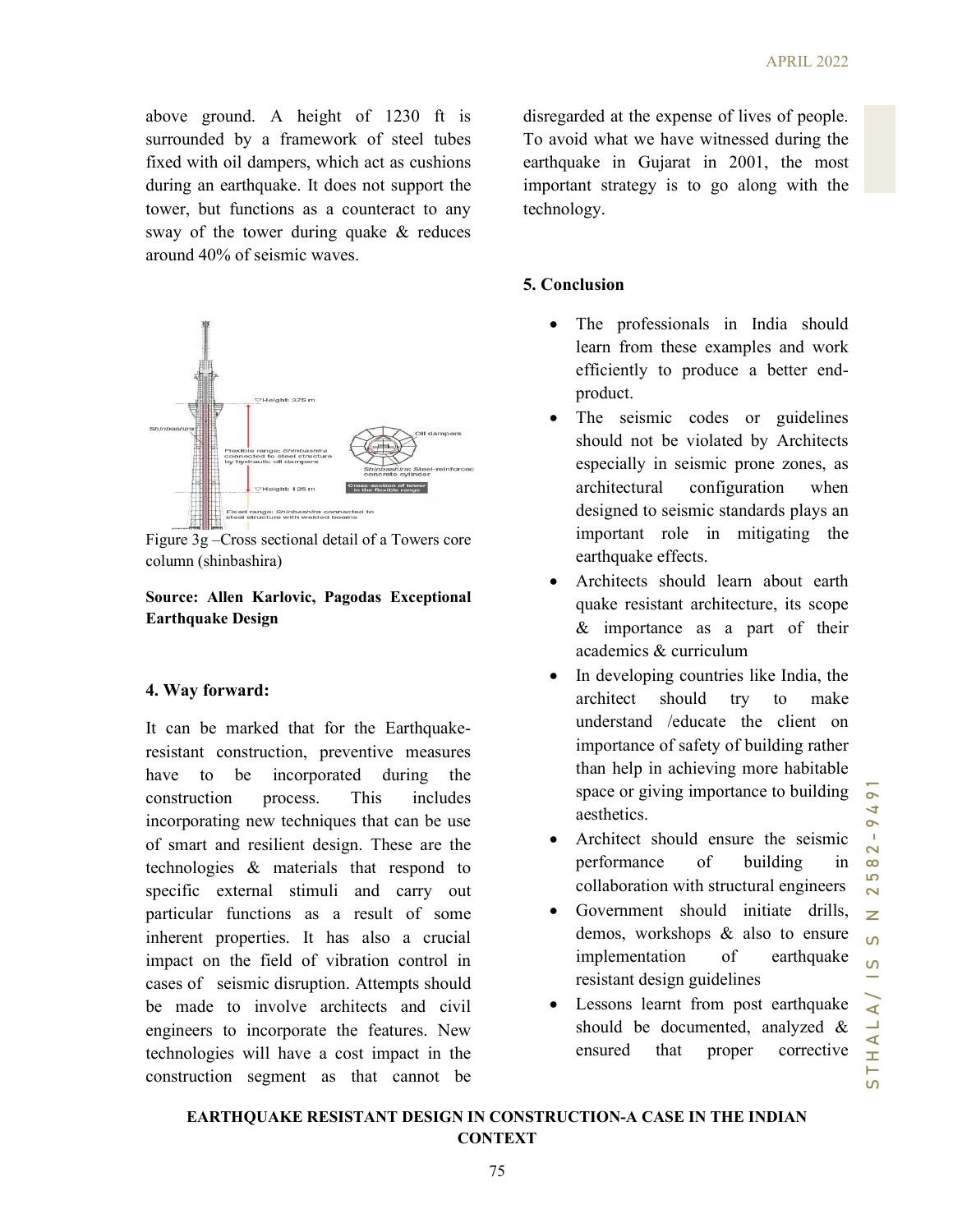above ground. A height of 1230 ft is surrounded by a framework of steel tubes fixed with oil dampers, which act as cushions during an earthquake. It does not support the tower, but functions as a counteract to any sway of the tower during quake & reduces around 40% of seismic waves.

Figure 3g –Cross sectional detail of a Towers core column (shinbashira)

**Source: Allen Karlovic, Pagodas Exceptional Earthquake Design**

## 4. Way forward:

It can be marked that for the Earthquake-resistant construction, preventive measures have to be incorporated during the construction process. This includes incorporating new techniques that can be use of smart and resilient design. These are the technologies & materials that respond to specific external stimuli and carry out particular functions as a result of some inherent properties. It has also a crucial impact on the field of vibration control in cases of seismic disruption. Attempts should be made to involve architects and civil engineers to incorporate the features. New technologies will have a cost impact in the construction segment as that cannot be disregarded at the expense of lives of people. To avoid what we have witnessed during the earthquake in Gujarat in 2001, the most important strategy is to go along with the technology.

## 5. Conclusion

- The professionals in India should learn from these examples and work efficiently to produce a better end-product.
- The seismic codes or guidelines should not be violated by Architects especially in seismic prone zones, as architectural configuration when designed to seismic standards plays an important role in mitigating the earthquake effects.
- Architects should learn about earth quake resistant architecture, its scope & importance as a part of their academics & curriculum
- In developing countries like India, the architect should try to make understand /educate the client on importance of safety of building rather than help in achieving more habitable space or giving importance to building aesthetics.
- Architect should ensure the seismic performance of building in collaboration with structural engineers
- Government should initiate drills, demos, workshops & also to ensure implementation of earthquake resistant design guidelines
- Lessons learnt from post earthquake should be documented, analyzed & ensured that proper corrective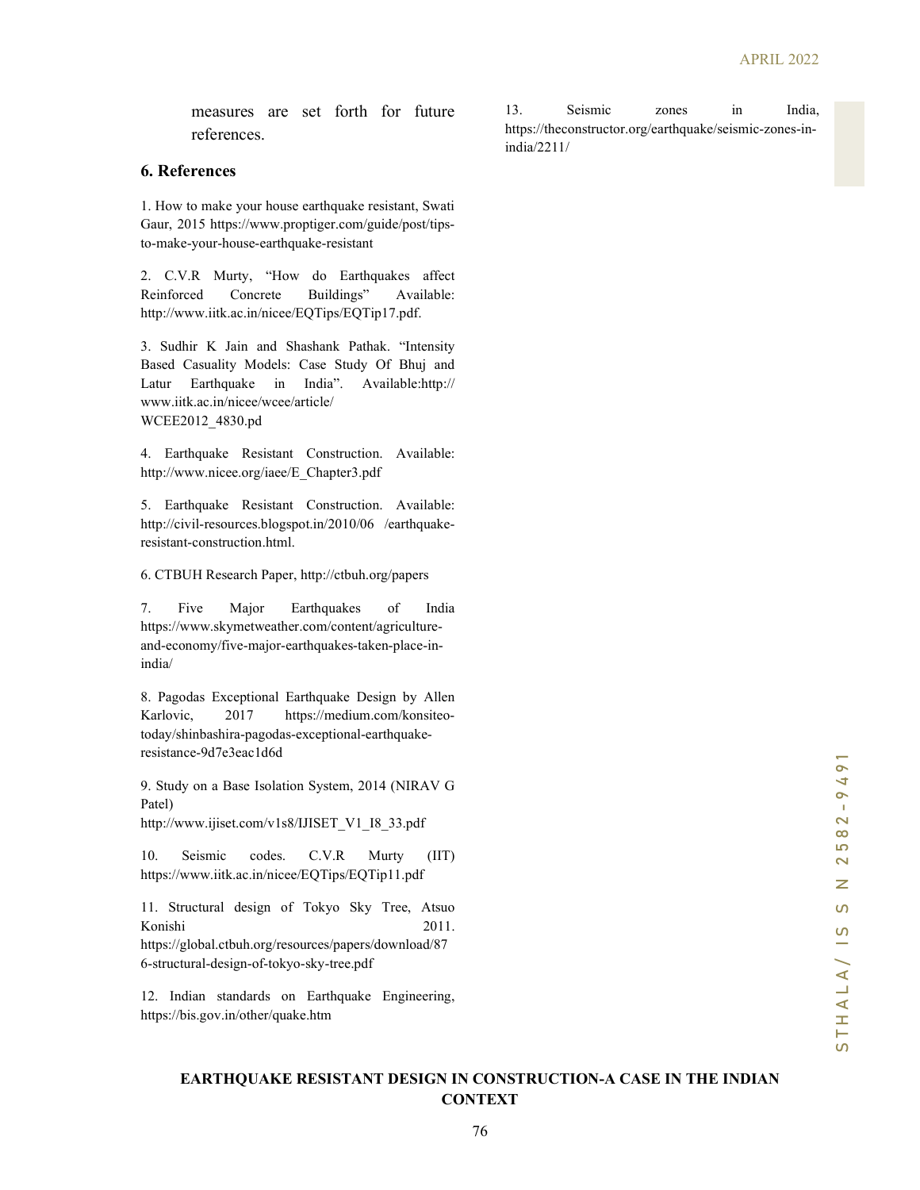measures are set forth for future references.

### 6. References

1. How to make your house earthquake resistant, Swati Gaur, 2015 https://www.proptiger.com/guide/post/tips-to-make-your-house-earthquake-resistant

2. C.V.R Murty, "How do Earthquakes affect Reinforced Concrete Buildings" Available: http://www.iitk.ac.in/nicee/EQTips/EQTip17.pdf.

3. Sudhir K Jain and Shashank Pathak. "Intensity Based Casuality Models: Case Study Of Bhuj and Latur Earthquake in India". Available:http:// www.iitk.ac.in/nicee/wcee/article/ WCEE2012_4830.pd

4. Earthquake Resistant Construction. Available: http://www.nicee.org/iaee/E_Chapter3.pdf

5. Earthquake Resistant Construction. Available: http://civil-resources.blogspot.in/2010/06 /earthquake-resistant-construction.html.

6. CTBUH Research Paper, http://ctbuh.org/papers

7. Five Major Earthquakes of India https://www.skymetweather.com/content/agriculture-and-economy/five-major-earthquakes-taken-place-in-india/

8. Pagodas Exceptional Earthquake Design by Allen Karlovic, 2017 https://medium.com/konsiteo-today/shinbashira-pagodas-exceptional-earthquake-resistance-9d7e3eac1d6d

9. Study on a Base Isolation System, 2014 (NIRAV G Patel) http://www.ijiset.com/v1s8/IJISET_V1_I8_33.pdf

10. Seismic codes. C.V.R Murty (IIT) https://www.iitk.ac.in/nicee/EQTips/EQTip11.pdf

11. Structural design of Tokyo Sky Tree, Atsuo Konishi 2011. https://global.ctbuh.org/resources/papers/download/876-structural-design-of-tokyo-sky-tree.pdf

12. Indian standards on Earthquake Engineering, https://bis.gov.in/other/quake.htm

13. Seismic zones in India, https://theconstructor.org/earthquake/seismic-zones-in-india/2211/